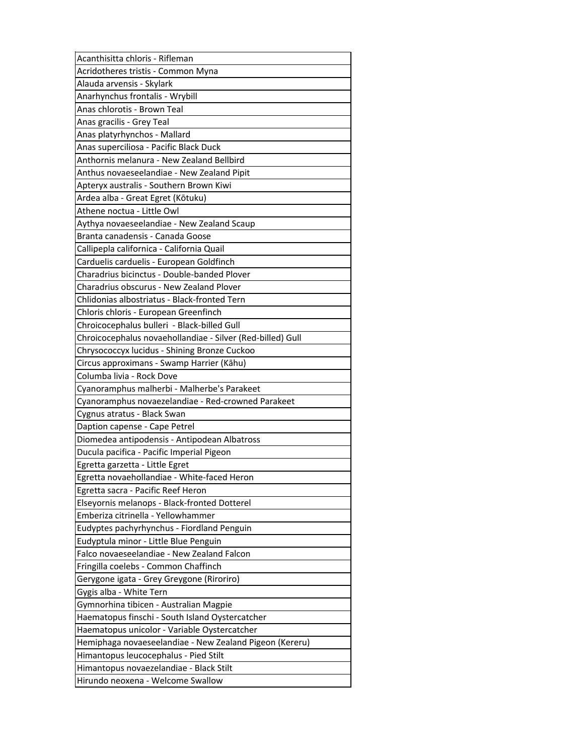| Acanthisitta chloris - Rifleman |
|---|
| Acridotheres tristis - Common Myna |
| Alauda arvensis - Skylark |
| Anarhynchus frontalis - Wrybill |
| Anas chlorotis - Brown Teal |
| Anas gracilis - Grey Teal |
| Anas platyrhynchos - Mallard |
| Anas superciliosa - Pacific Black Duck |
| Anthornis melanura - New Zealand Bellbird |
| Anthus novaeseelandiae - New Zealand Pipit |
| Apteryx australis - Southern Brown Kiwi |
| Ardea alba - Great Egret (Kōtuku) |
| Athene noctua - Little Owl |
| Aythya novaeseelandiae - New Zealand Scaup |
| Branta canadensis - Canada Goose |
| Callipepla californica - California Quail |
| Carduelis carduelis - European Goldfinch |
| Charadrius bicinctus - Double-banded Plover |
| Charadrius obscurus - New Zealand Plover |
| Chlidonias albostriatus - Black-fronted Tern |
| Chloris chloris - European Greenfinch |
| Chroicocephalus bulleri - Black-billed Gull |
| Chroicocephalus novaehollandiae - Silver (Red-billed) Gull |
| Chrysococcyx lucidus - Shining Bronze Cuckoo |
| Circus approximans - Swamp Harrier (Kāhu) |
| Columba livia - Rock Dove |
| Cyanoramphus malherbi - Malherbe's Parakeet |
| Cyanoramphus novaezelandiae - Red-crowned Parakeet |
| Cygnus atratus - Black Swan |
| Daption capense - Cape Petrel |
| Diomedea antipodensis - Antipodean Albatross |
| Ducula pacifica - Pacific Imperial Pigeon |
| Egretta garzetta - Little Egret |
| Egretta novaehollandiae - White-faced Heron |
| Egretta sacra - Pacific Reef Heron |
| Elseyornis melanops - Black-fronted Dotterel |
| Emberiza citrinella - Yellowhammer |
| Eudyptes pachyrhynchus - Fiordland Penguin |
| Eudyptula minor - Little Blue Penguin |
| Falco novaeseelandiae - New Zealand Falcon |
| Fringilla coelebs - Common Chaffinch |
| Gerygone igata - Grey Greygone (Riroriro) |
| Gygis alba - White Tern |
| Gymnorhina tibicen - Australian Magpie |
| Haematopus finschi - South Island Oystercatcher |
| Haematopus unicolor - Variable Oystercatcher |
| Hemiphaga novaeseelandiae - New Zealand Pigeon (Kereru) |
| Himantopus leucocephalus - Pied Stilt |
| Himantopus novaezelandiae - Black Stilt |
| Hirundo neoxena - Welcome Swallow |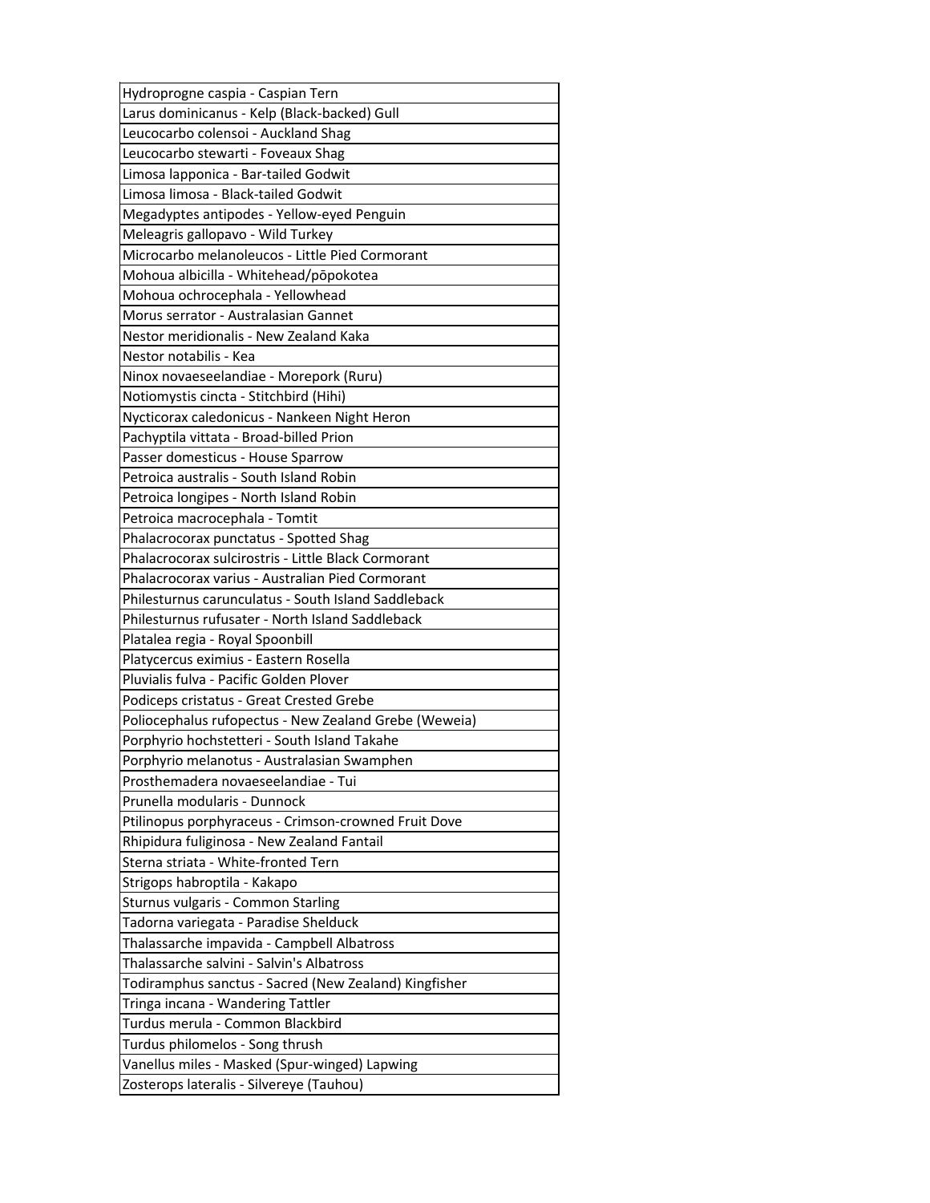| |
|---|
| Hydroprogne caspia - Caspian Tern |
| Larus dominicanus - Kelp (Black-backed) Gull |
| Leucocarbo colensoi - Auckland Shag |
| Leucocarbo stewarti - Foveaux Shag |
| Limosa lapponica - Bar-tailed Godwit |
| Limosa limosa - Black-tailed Godwit |
| Megadyptes antipodes - Yellow-eyed Penguin |
| Meleagris gallopavo - Wild Turkey |
| Microcarbo melanoleucos - Little Pied Cormorant |
| Mohoua albicilla - Whitehead/pōpokotea |
| Mohoua ochrocephala - Yellowhead |
| Morus serrator - Australasian Gannet |
| Nestor meridionalis - New Zealand Kaka |
| Nestor notabilis - Kea |
| Ninox novaeseelandiae - Morepork (Ruru) |
| Notiomystis cincta - Stitchbird (Hihi) |
| Nycticorax caledonicus - Nankeen Night Heron |
| Pachyptila vittata - Broad-billed Prion |
| Passer domesticus - House Sparrow |
| Petroica australis - South Island Robin |
| Petroica longipes - North Island Robin |
| Petroica macrocephala - Tomtit |
| Phalacrocorax punctatus - Spotted Shag |
| Phalacrocorax sulcirostris - Little Black Cormorant |
| Phalacrocorax varius - Australian Pied Cormorant |
| Philesturnus carunculatus - South Island Saddleback |
| Philesturnus rufusater - North Island Saddleback |
| Platalea regia - Royal Spoonbill |
| Platycercus eximius - Eastern Rosella |
| Pluvialis fulva - Pacific Golden Plover |
| Podiceps cristatus - Great Crested Grebe |
| Poliocephalus rufopectus - New Zealand Grebe (Weweia) |
| Porphyrio hochstetteri - South Island Takahe |
| Porphyrio melanotus - Australasian Swamphen |
| Prosthemadera novaeseelandiae - Tui |
| Prunella modularis - Dunnock |
| Ptilinopus porphyraceus - Crimson-crowned Fruit Dove |
| Rhipidura fuliginosa - New Zealand Fantail |
| Sterna striata - White-fronted Tern |
| Strigops habroptila - Kakapo |
| Sturnus vulgaris - Common Starling |
| Tadorna variegata - Paradise Shelduck |
| Thalassarche impavida - Campbell Albatross |
| Thalassarche salvini - Salvin's Albatross |
| Todiramphus sanctus - Sacred (New Zealand) Kingfisher |
| Tringa incana - Wandering Tattler |
| Turdus merula - Common Blackbird |
| Turdus philomelos - Song thrush |
| Vanellus miles - Masked (Spur-winged) Lapwing |
| Zosterops lateralis - Silvereye (Tauhou) |